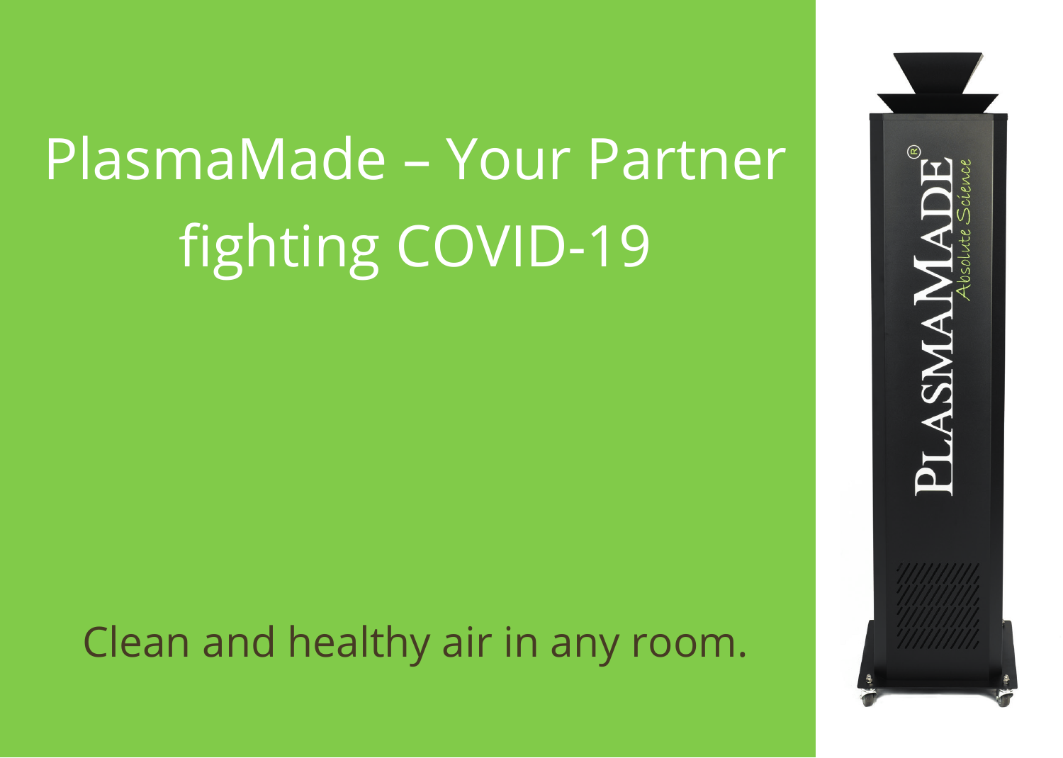# PlasmaMade – Your Partner fighting COVID-19

Clean and healthy air in any room.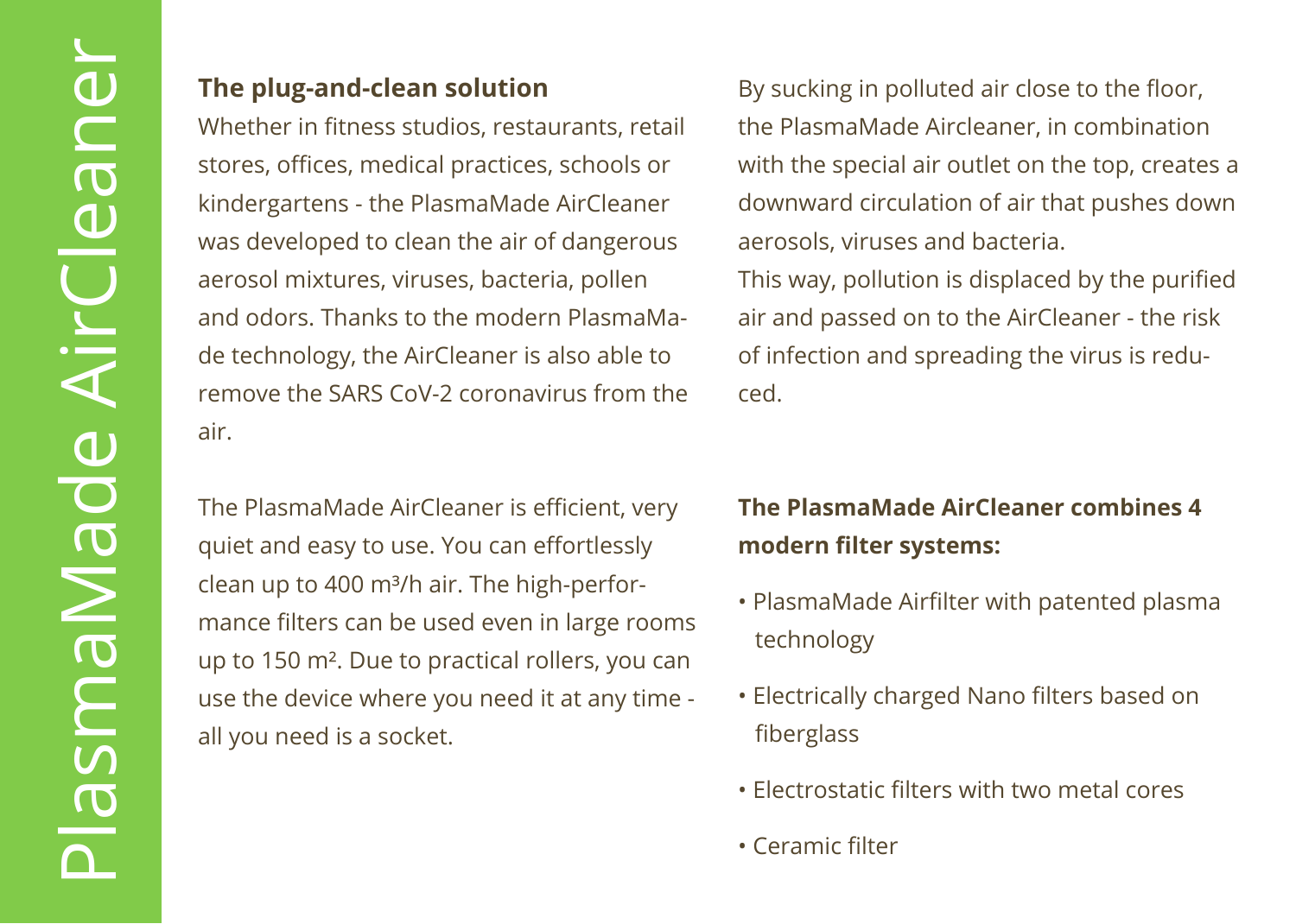# PlasmaMade AirCleaner

**The plug-and-clean solution**

Whether in fitness studios, restaurants, retail stores, offices, medical practices, schools or kindergartens - the PlasmaMade AirCleaner was developed to clean the air of dangerous aerosol mixtures, viruses, bacteria, pollen and odors. Thanks to the modern PlasmaMade technology, the AirCleaner is also able to remove the SARS CoV-2 coronavirus from the air.

The PlasmaMade AirCleaner is efficient, very quiet and easy to use. You can effortlessly clean up to 400 $m^3/h$ air. The high-performance filters can be used even in large rooms up to 150 $m^2$. Due to practical rollers, you can use the device where you need it at any time - all you need is a socket.

By sucking in polluted air close to the floor, the PlasmaMade Aircleaner, in combination with the special air outlet on the top, creates a downward circulation of air that pushes down aerosols, viruses and bacteria.
This way, pollution is displaced by the purified air and passed on to the AirCleaner - the risk of infection and spreading the virus is reduced.

**The PlasmaMade AirCleaner combines 4 modern filter systems:**

- PlasmaMade Airfilter with patented plasma technology
- Electrically charged Nano filters based on fiberglass
- Electrostatic filters with two metal cores
- Ceramic filter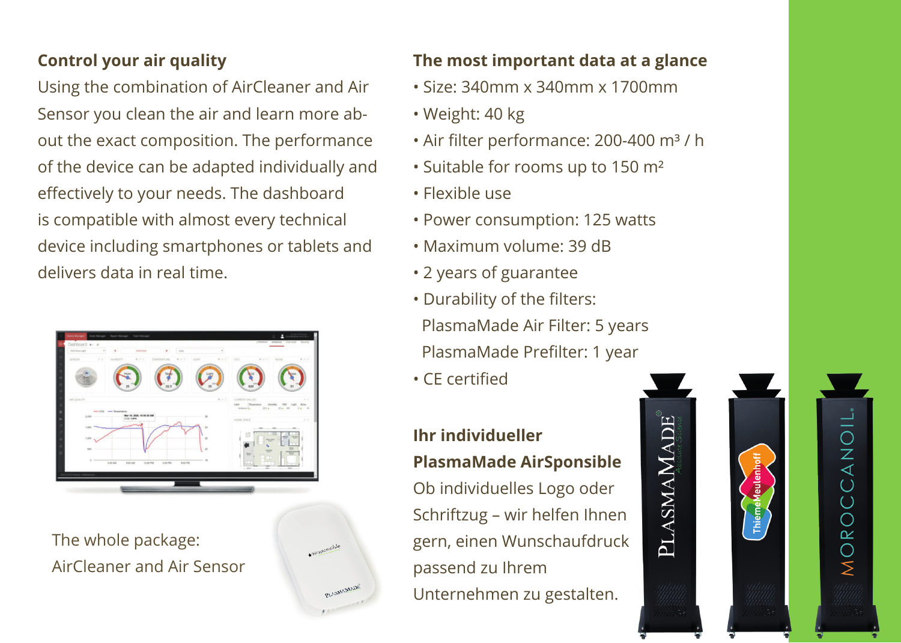## Control your air quality

Using the combination of AirCleaner and Air Sensor you clean the air and learn more about the exact composition. The performance of the device can be adapted individually and effectively to your needs. The dashboard is compatible with almost every technical device including smartphones or tablets and delivers data in real time.

The whole package:
AirCleaner and Air Sensor

## The most important data at a glance

- Size: 340mm x 340mm x 1700mm
- Weight: 40 kg
- Air filter performance: 200-400 m³ / h
- Suitable for rooms up to 150 m²
- Flexible use
- Power consumption: 125 watts
- Maximum volume: 39 dB
- 2 years of guarantee
- Durability of the filters:
  PlasmaMade Air Filter: 5 years
  PlasmaMade Prefilter: 1 year
- CE certified

## Ihr individueller PlasmaMade AirSponsible

Ob individuelles Logo oder Schriftzug – wir helfen Ihnen gern, einen Wunschaufdruck passend zu Ihrem Unternehmen zu gestalten.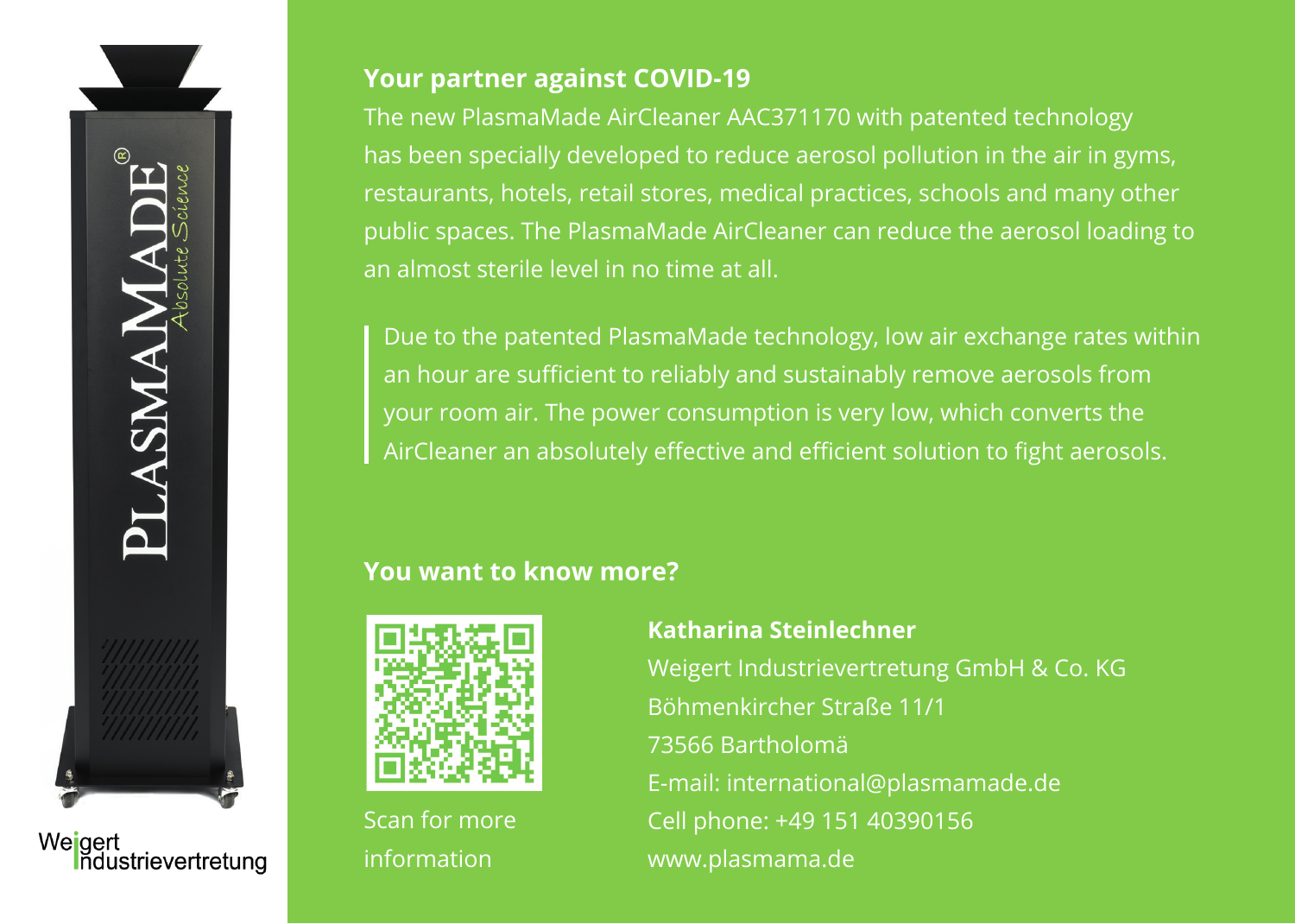## Your partner against COVID-19

The new PlasmaMade AirCleaner AAC371170 with patented technology has been specially developed to reduce aerosol pollution in the air in gyms, restaurants, hotels, retail stores, medical practices, schools and many other public spaces. The PlasmaMade AirCleaner can reduce the aerosol loading to an almost sterile level in no time at all.

> Due to the patented PlasmaMade technology, low air exchange rates within an hour are sufficient to reliably and sustainably remove aerosols from your room air. The power consumption is very low, which converts the AirCleaner an absolutely effective and efficient solution to fight aerosols.

## You want to know more?

Scan for more information

**Katharina Steinlechner**
Weigert Industrievertretung GmbH & Co. KG
Böhmenkircher Straße 11/1
73566 Bartholomä
E-mail: international@plasmamade.de
Cell phone: +49 151 40390156
www.plasmama.de

Weigert Industrievertretung